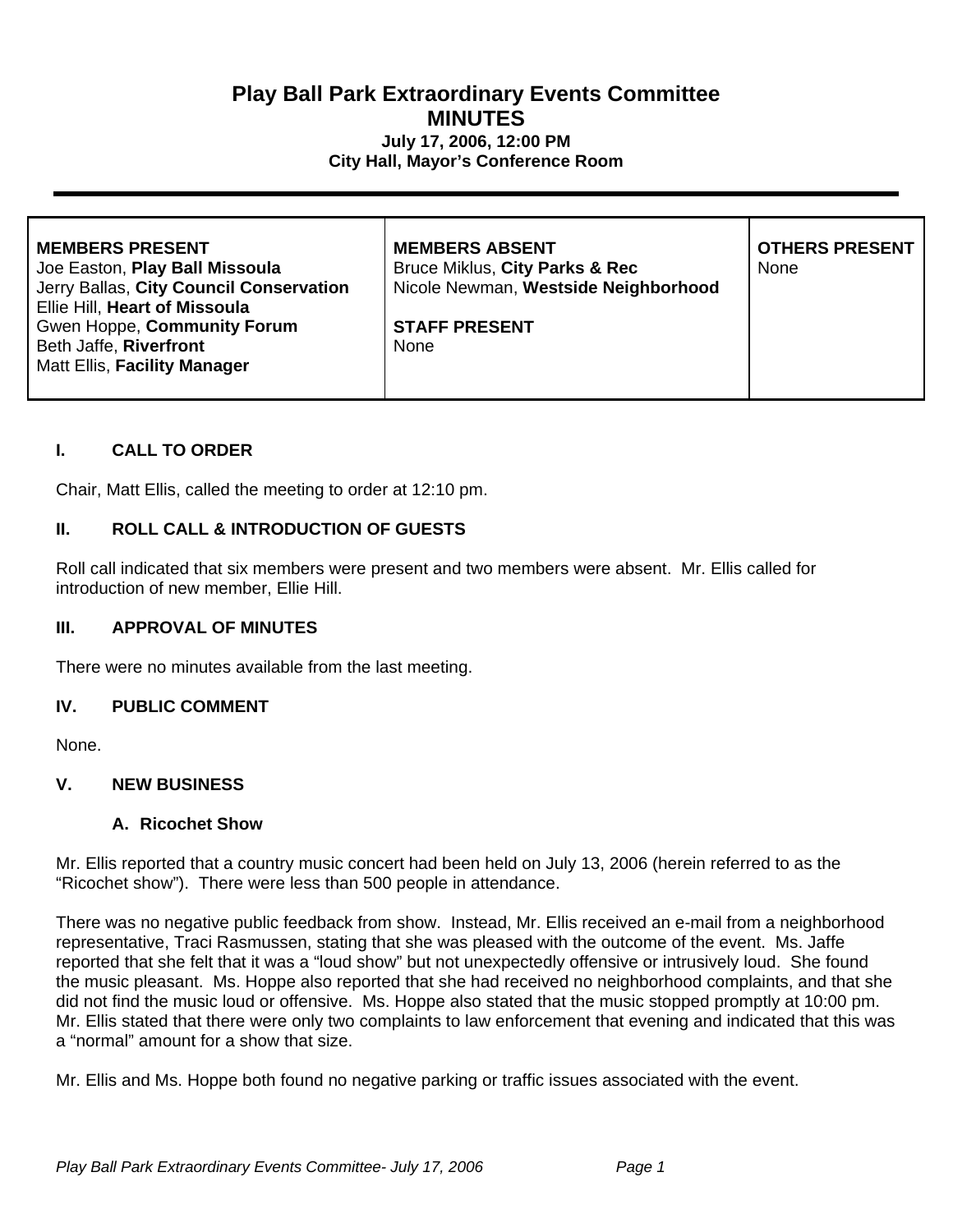# Play Ball Park Extraordinary Events Committee
## MINUTES
**July 17, 2006, 12:00 PM**
**City Hall, Mayor's Conference Room**

---

| MEMBERS PRESENT | MEMBERS ABSENT | OTHERS PRESENT |
|---|---|---|
| Joe Easton, **Play Ball Missoula**<br>Jerry Ballas, **City Council Conservation**<br>Ellie Hill, **Heart of Missoula**<br>Gwen Hoppe, **Community Forum**<br>Beth Jaffe, **Riverfront**<br>Matt Ellis, **Facility Manager** | Bruce Miklus, **City Parks & Rec**<br>Nicole Newman, **Westside Neighborhood**<br><br>**STAFF PRESENT**<br>None | None |

### I. CALL TO ORDER

Chair, Matt Ellis, called the meeting to order at 12:10 pm.

### II. ROLL CALL & INTRODUCTION OF GUESTS

Roll call indicated that six members were present and two members were absent. Mr. Ellis called for introduction of new member, Ellie Hill.

### III. APPROVAL OF MINUTES

There were no minutes available from the last meeting.

### IV. PUBLIC COMMENT

None.

### V. NEW BUSINESS

#### A. Ricochet Show

Mr. Ellis reported that a country music concert had been held on July 13, 2006 (herein referred to as the "Ricochet show"). There were less than 500 people in attendance.

There was no negative public feedback from show. Instead, Mr. Ellis received an e-mail from a neighborhood representative, Traci Rasmussen, stating that she was pleased with the outcome of the event. Ms. Jaffe reported that she felt that it was a "loud show" but not unexpectedly offensive or intrusively loud. She found the music pleasant. Ms. Hoppe also reported that she had received no neighborhood complaints, and that she did not find the music loud or offensive. Ms. Hoppe also stated that the music stopped promptly at 10:00 pm. Mr. Ellis stated that there were only two complaints to law enforcement that evening and indicated that this was a "normal" amount for a show that size.

Mr. Ellis and Ms. Hoppe both found no negative parking or traffic issues associated with the event.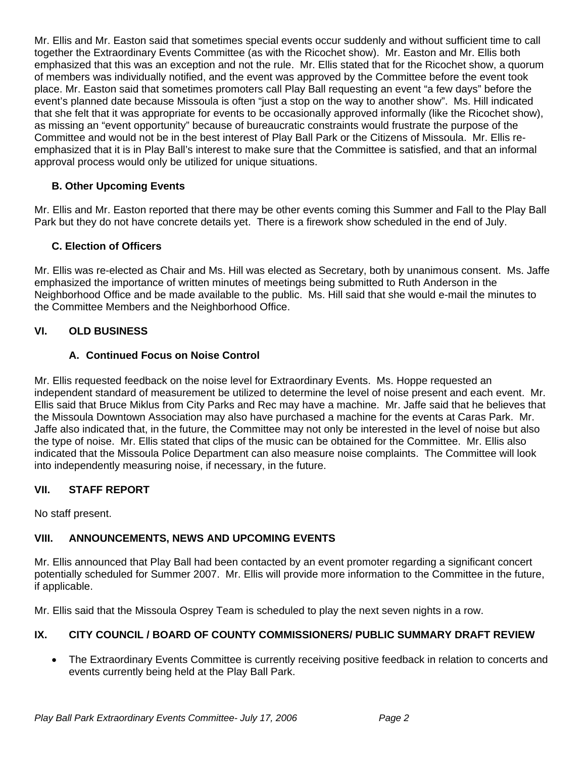Mr. Ellis and Mr. Easton said that sometimes special events occur suddenly and without sufficient time to call together the Extraordinary Events Committee (as with the Ricochet show). Mr. Easton and Mr. Ellis both emphasized that this was an exception and not the rule. Mr. Ellis stated that for the Ricochet show, a quorum of members was individually notified, and the event was approved by the Committee before the event took place. Mr. Easton said that sometimes promoters call Play Ball requesting an event "a few days" before the event's planned date because Missoula is often "just a stop on the way to another show". Ms. Hill indicated that she felt that it was appropriate for events to be occasionally approved informally (like the Ricochet show), as missing an "event opportunity" because of bureaucratic constraints would frustrate the purpose of the Committee and would not be in the best interest of Play Ball Park or the Citizens of Missoula. Mr. Ellis re-emphasized that it is in Play Ball's interest to make sure that the Committee is satisfied, and that an informal approval process would only be utilized for unique situations.

### B. Other Upcoming Events

Mr. Ellis and Mr. Easton reported that there may be other events coming this Summer and Fall to the Play Ball Park but they do not have concrete details yet. There is a firework show scheduled in the end of July.

### C. Election of Officers

Mr. Ellis was re-elected as Chair and Ms. Hill was elected as Secretary, both by unanimous consent. Ms. Jaffe emphasized the importance of written minutes of meetings being submitted to Ruth Anderson in the Neighborhood Office and be made available to the public. Ms. Hill said that she would e-mail the minutes to the Committee Members and the Neighborhood Office.

## VI. OLD BUSINESS

### A. Continued Focus on Noise Control

Mr. Ellis requested feedback on the noise level for Extraordinary Events. Ms. Hoppe requested an independent standard of measurement be utilized to determine the level of noise present and each event. Mr. Ellis said that Bruce Miklus from City Parks and Rec may have a machine. Mr. Jaffe said that he believes that the Missoula Downtown Association may also have purchased a machine for the events at Caras Park. Mr. Jaffe also indicated that, in the future, the Committee may not only be interested in the level of noise but also the type of noise. Mr. Ellis stated that clips of the music can be obtained for the Committee. Mr. Ellis also indicated that the Missoula Police Department can also measure noise complaints. The Committee will look into independently measuring noise, if necessary, in the future.

## VII. STAFF REPORT

No staff present.

## VIII. ANNOUNCEMENTS, NEWS AND UPCOMING EVENTS

Mr. Ellis announced that Play Ball had been contacted by an event promoter regarding a significant concert potentially scheduled for Summer 2007. Mr. Ellis will provide more information to the Committee in the future, if applicable.

Mr. Ellis said that the Missoula Osprey Team is scheduled to play the next seven nights in a row.

## IX. CITY COUNCIL / BOARD OF COUNTY COMMISSIONERS/ PUBLIC SUMMARY DRAFT REVIEW

- The Extraordinary Events Committee is currently receiving positive feedback in relation to concerts and events currently being held at the Play Ball Park.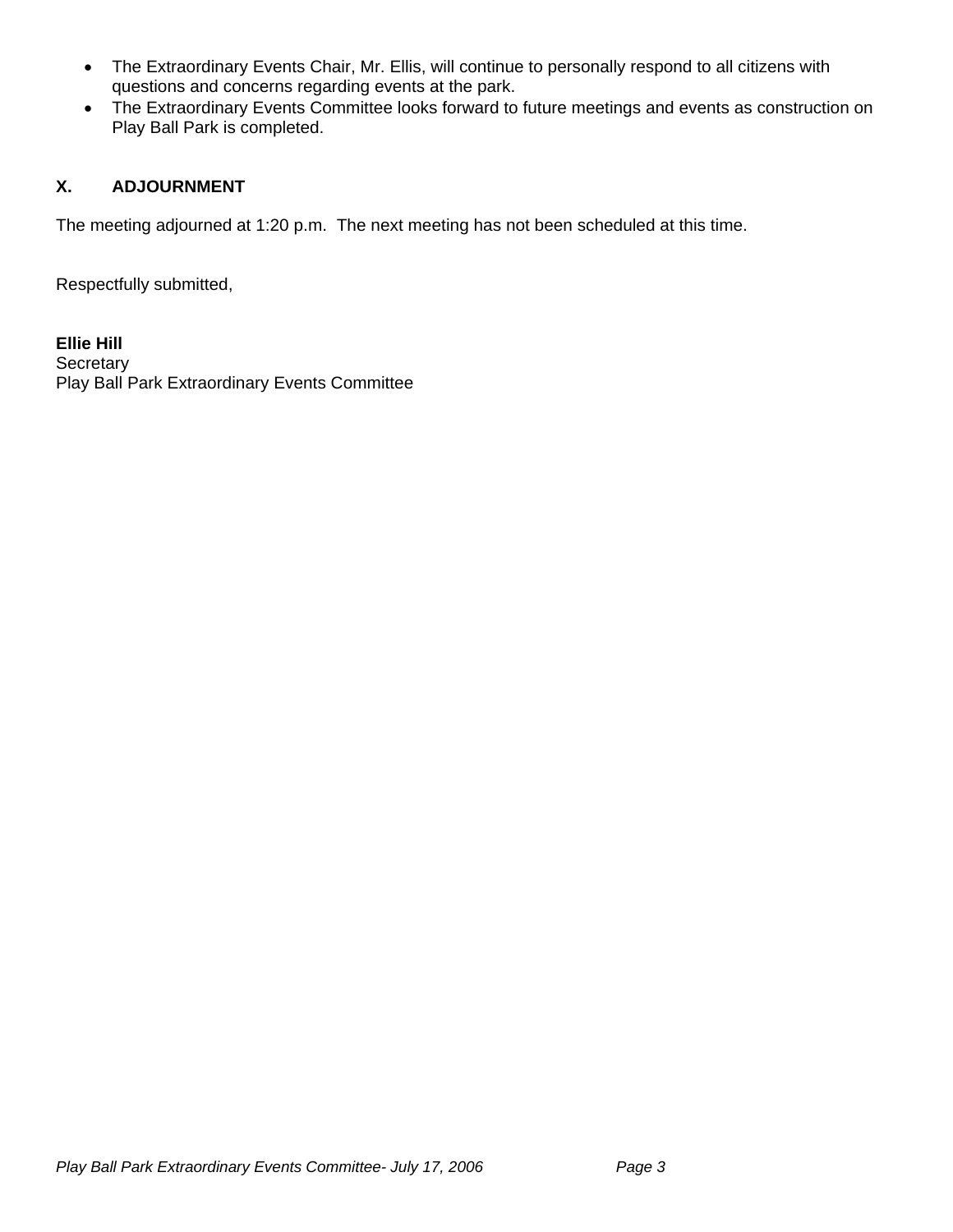- The Extraordinary Events Chair, Mr. Ellis, will continue to personally respond to all citizens with questions and concerns regarding events at the park.
- The Extraordinary Events Committee looks forward to future meetings and events as construction on Play Ball Park is completed.

## X. ADJOURNMENT

The meeting adjourned at 1:20 p.m. The next meeting has not been scheduled at this time.

Respectfully submitted,

**Ellie Hill**
Secretary
Play Ball Park Extraordinary Events Committee